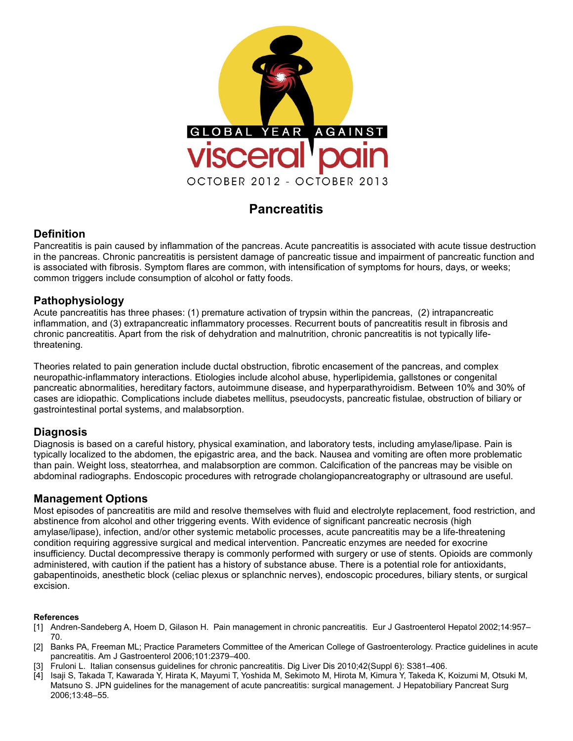GLOBAL YEAR AGAINST

visceral pain

OCTOBER 2012 - OCTOBER 2013

# Pancreatitis

## Definition

Pancreatitis is pain caused by inflammation of the pancreas. Acute pancreatitis is associated with acute tissue destruction in the pancreas. Chronic pancreatitis is persistent damage of pancreatic tissue and impairment of pancreatic function and is associated with fibrosis. Symptom flares are common, with intensification of symptoms for hours, days, or weeks; common triggers include consumption of alcohol or fatty foods.

## Pathophysiology

Acute pancreatitis has three phases: (1) premature activation of trypsin within the pancreas, (2) intrapancreatic inflammation, and (3) extrapancreatic inflammatory processes. Recurrent bouts of pancreatitis result in fibrosis and chronic pancreatitis. Apart from the risk of dehydration and malnutrition, chronic pancreatitis is not typically life-threatening.

Theories related to pain generation include ductal obstruction, fibrotic encasement of the pancreas, and complex neuropathic-inflammatory interactions. Etiologies include alcohol abuse, hyperlipidemia, gallstones or congenital pancreatic abnormalities, hereditary factors, autoimmune disease, and hyperparathyroidism. Between 10% and 30% of cases are idiopathic. Complications include diabetes mellitus, pseudocysts, pancreatic fistulae, obstruction of biliary or gastrointestinal portal systems, and malabsorption.

## Diagnosis

Diagnosis is based on a careful history, physical examination, and laboratory tests, including amylase/lipase. Pain is typically localized to the abdomen, the epigastric area, and the back. Nausea and vomiting are often more problematic than pain. Weight loss, steatorrhea, and malabsorption are common. Calcification of the pancreas may be visible on abdominal radiographs. Endoscopic procedures with retrograde cholangiopancreatography or ultrasound are useful.

## Management Options

Most episodes of pancreatitis are mild and resolve themselves with fluid and electrolyte replacement, food restriction, and abstinence from alcohol and other triggering events. With evidence of significant pancreatic necrosis (high amylase/lipase), infection, and/or other systemic metabolic processes, acute pancreatitis may be a life-threatening condition requiring aggressive surgical and medical intervention. Pancreatic enzymes are needed for exocrine insufficiency. Ductal decompressive therapy is commonly performed with surgery or use of stents. Opioids are commonly administered, with caution if the patient has a history of substance abuse. There is a potential role for antioxidants, gabapentinoids, anesthetic block (celiac plexus or splanchnic nerves), endoscopic procedures, biliary stents, or surgical excision.

**References**

[1] Andren-Sandeberg A, Hoem D, Gilason H. Pain management in chronic pancreatitis. Eur J Gastroenterol Hepatol 2002;14:957–70.

[2] Banks PA, Freeman ML; Practice Parameters Committee of the American College of Gastroenterology. Practice guidelines in acute pancreatitis. Am J Gastroenterol 2006;101:2379–400.

[3] Fruloni L. Italian consensus guidelines for chronic pancreatitis. Dig Liver Dis 2010;42(Suppl 6): S381–406.

[4] Isaji S, Takada T, Kawarada Y, Hirata K, Mayumi T, Yoshida M, Sekimoto M, Hirota M, Kimura Y, Takeda K, Koizumi M, Otsuki M, Matsuno S. JPN guidelines for the management of acute pancreatitis: surgical management. J Hepatobiliary Pancreat Surg 2006;13:48–55.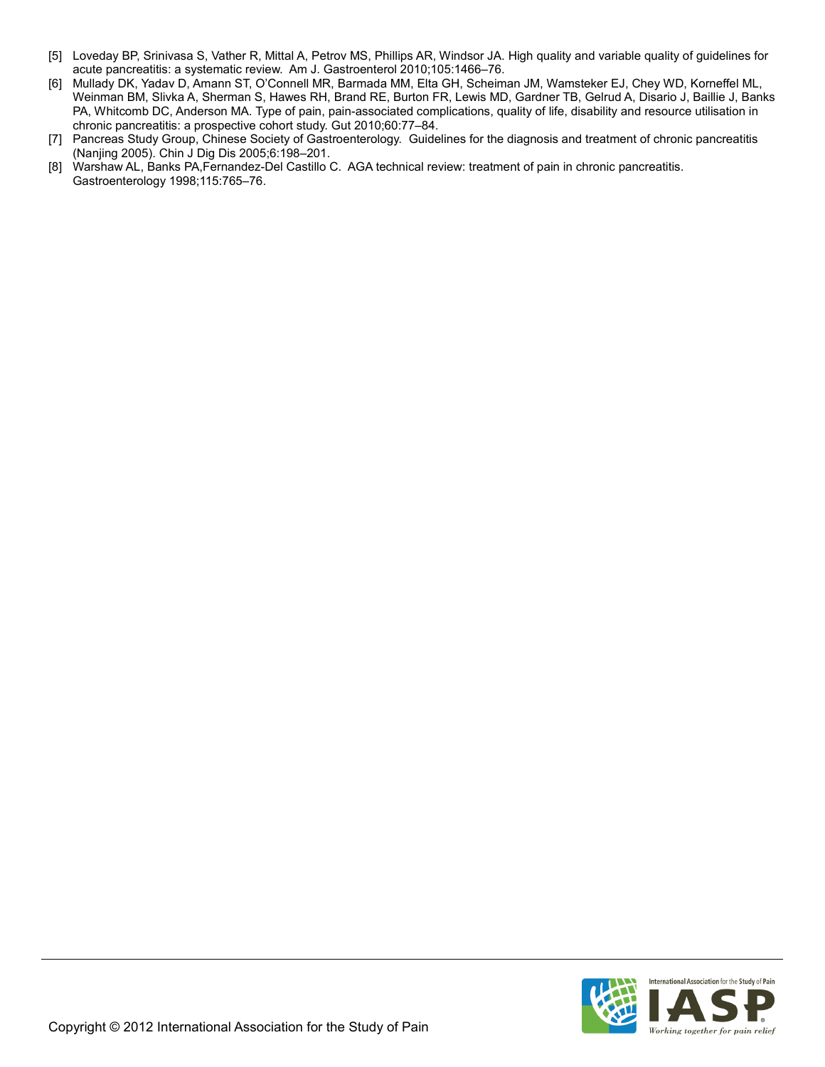[5] Loveday BP, Srinivasa S, Vather R, Mittal A, Petrov MS, Phillips AR, Windsor JA. High quality and variable quality of guidelines for acute pancreatitis: a systematic review. Am J. Gastroenterol 2010;105:1466–76.

[6] Mullady DK, Yadav D, Amann ST, O'Connell MR, Barmada MM, Elta GH, Scheiman JM, Wamsteker EJ, Chey WD, Korneffel ML, Weinman BM, Slivka A, Sherman S, Hawes RH, Brand RE, Burton FR, Lewis MD, Gardner TB, Gelrud A, Disario J, Baillie J, Banks PA, Whitcomb DC, Anderson MA. Type of pain, pain-associated complications, quality of life, disability and resource utilisation in chronic pancreatitis: a prospective cohort study. Gut 2010;60:77–84.

[7] Pancreas Study Group, Chinese Society of Gastroenterology. Guidelines for the diagnosis and treatment of chronic pancreatitis (Nanjing 2005). Chin J Dig Dis 2005;6:198–201.

[8] Warshaw AL, Banks PA,Fernandez-Del Castillo C. AGA technical review: treatment of pain in chronic pancreatitis. Gastroenterology 1998;115:765–76.

Copyright © 2012 International Association for the Study of Pain